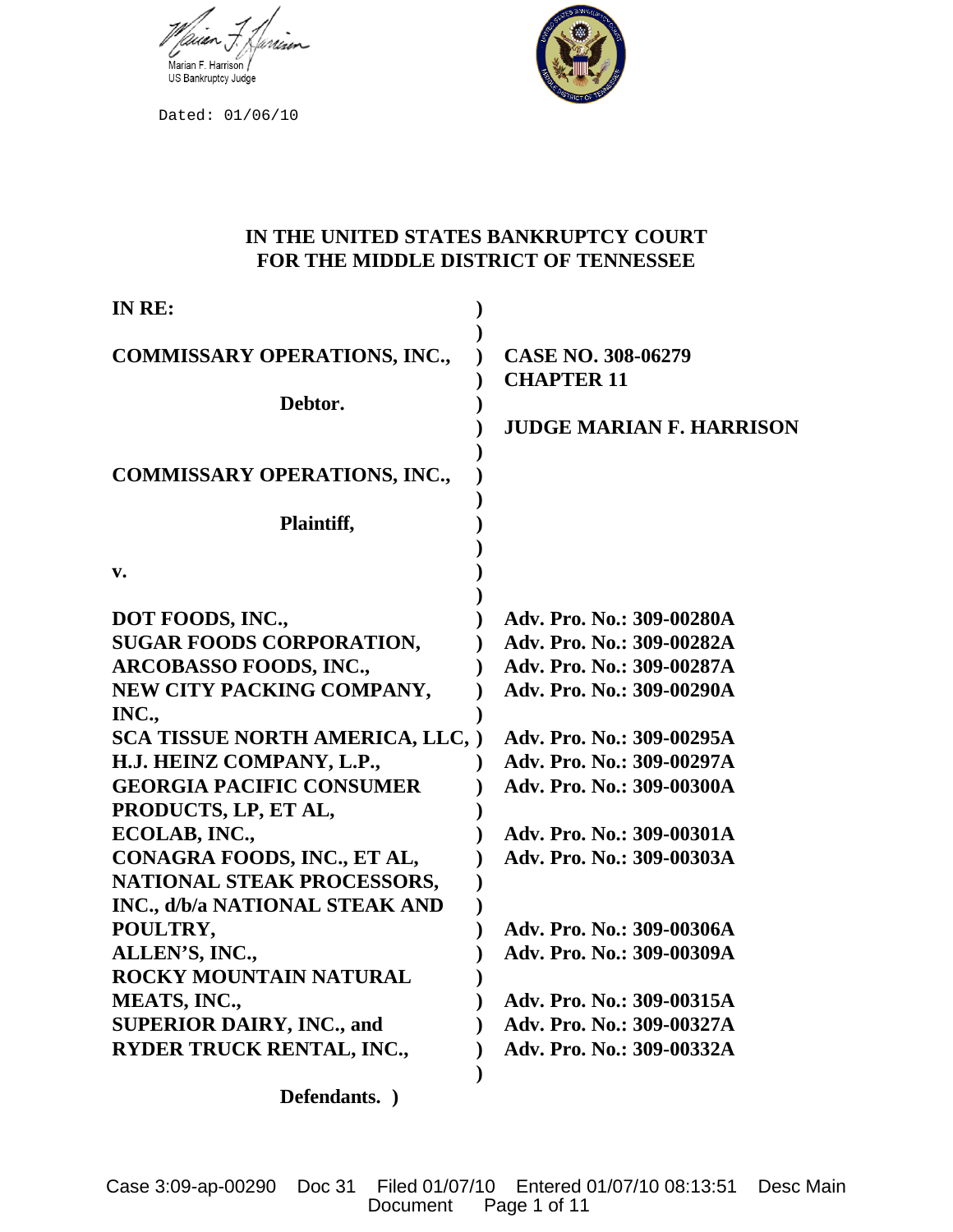Marian F. Harrison
US Bankruptcy Judge

Dated: 01/06/10

**IN THE UNITED STATES BANKRUPTCY COURT**
**FOR THE MIDDLE DISTRICT OF TENNESSEE**

| | |
|---|---|
| **IN RE:** | |
| **COMMISSARY OPERATIONS, INC.,** | **CASE NO. 308-06279** |
| | **CHAPTER 11** |
| **Debtor.** | |
| | **JUDGE MARIAN F. HARRISON** |
| **COMMISSARY OPERATIONS, INC.,** | |
| **Plaintiff,** | |
| **v.** | |
| **DOT FOODS, INC.,** | **Adv. Pro. No.: 309-00280A** |
| **SUGAR FOODS CORPORATION,** | **Adv. Pro. No.: 309-00282A** |
| **ARCOBASSO FOODS, INC.,** | **Adv. Pro. No.: 309-00287A** |
| **NEW CITY PACKING COMPANY, INC.,** | **Adv. Pro. No.: 309-00290A** |
| **SCA TISSUE NORTH AMERICA, LLC,** | **Adv. Pro. No.: 309-00295A** |
| **H.J. HEINZ COMPANY, L.P.,** | **Adv. Pro. No.: 309-00297A** |
| **GEORGIA PACIFIC CONSUMER PRODUCTS, LP, ET AL,** | **Adv. Pro. No.: 309-00300A** |
| **ECOLAB, INC.,** | **Adv. Pro. No.: 309-00301A** |
| **CONAGRA FOODS, INC., ET AL,** | **Adv. Pro. No.: 309-00303A** |
| **NATIONAL STEAK PROCESSORS, INC., d/b/a NATIONAL STEAK AND POULTRY,** | **Adv. Pro. No.: 309-00306A** |
| **ALLEN'S, INC.,** | **Adv. Pro. No.: 309-00309A** |
| **ROCKY MOUNTAIN NATURAL MEATS, INC.,** | **Adv. Pro. No.: 309-00315A** |
| **SUPERIOR DAIRY, INC., and** | **Adv. Pro. No.: 309-00327A** |
| **RYDER TRUCK RENTAL, INC.,** | **Adv. Pro. No.: 309-00332A** |
| **Defendants.** | |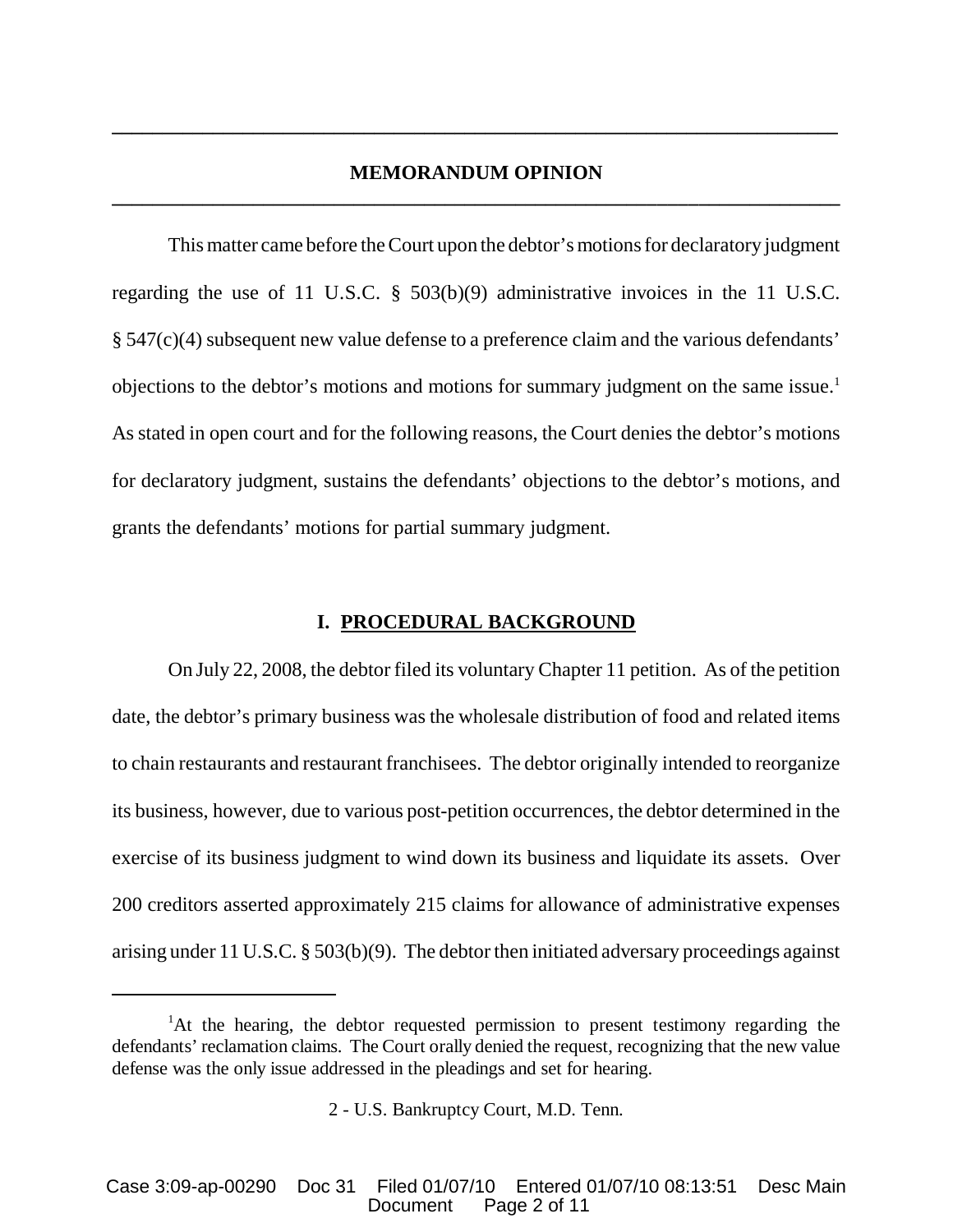# MEMORANDUM OPINION

This matter came before the Court upon the debtor's motions for declaratory judgment regarding the use of 11 U.S.C. § 503(b)(9) administrative invoices in the 11 U.S.C. § 547(c)(4) subsequent new value defense to a preference claim and the various defendants' objections to the debtor's motions and motions for summary judgment on the same issue.[1] As stated in open court and for the following reasons, the Court denies the debtor's motions for declaratory judgment, sustains the defendants' objections to the debtor's motions, and grants the defendants' motions for partial summary judgment.

## I. PROCEDURAL BACKGROUND

On July 22, 2008, the debtor filed its voluntary Chapter 11 petition. As of the petition date, the debtor's primary business was the wholesale distribution of food and related items to chain restaurants and restaurant franchisees. The debtor originally intended to reorganize its business, however, due to various post-petition occurrences, the debtor determined in the exercise of its business judgment to wind down its business and liquidate its assets. Over 200 creditors asserted approximately 215 claims for allowance of administrative expenses arising under 11 U.S.C. § 503(b)(9). The debtor then initiated adversary proceedings against

---

[1] At the hearing, the debtor requested permission to present testimony regarding the defendants' reclamation claims. The Court orally denied the request, recognizing that the new value defense was the only issue addressed in the pleadings and set for hearing.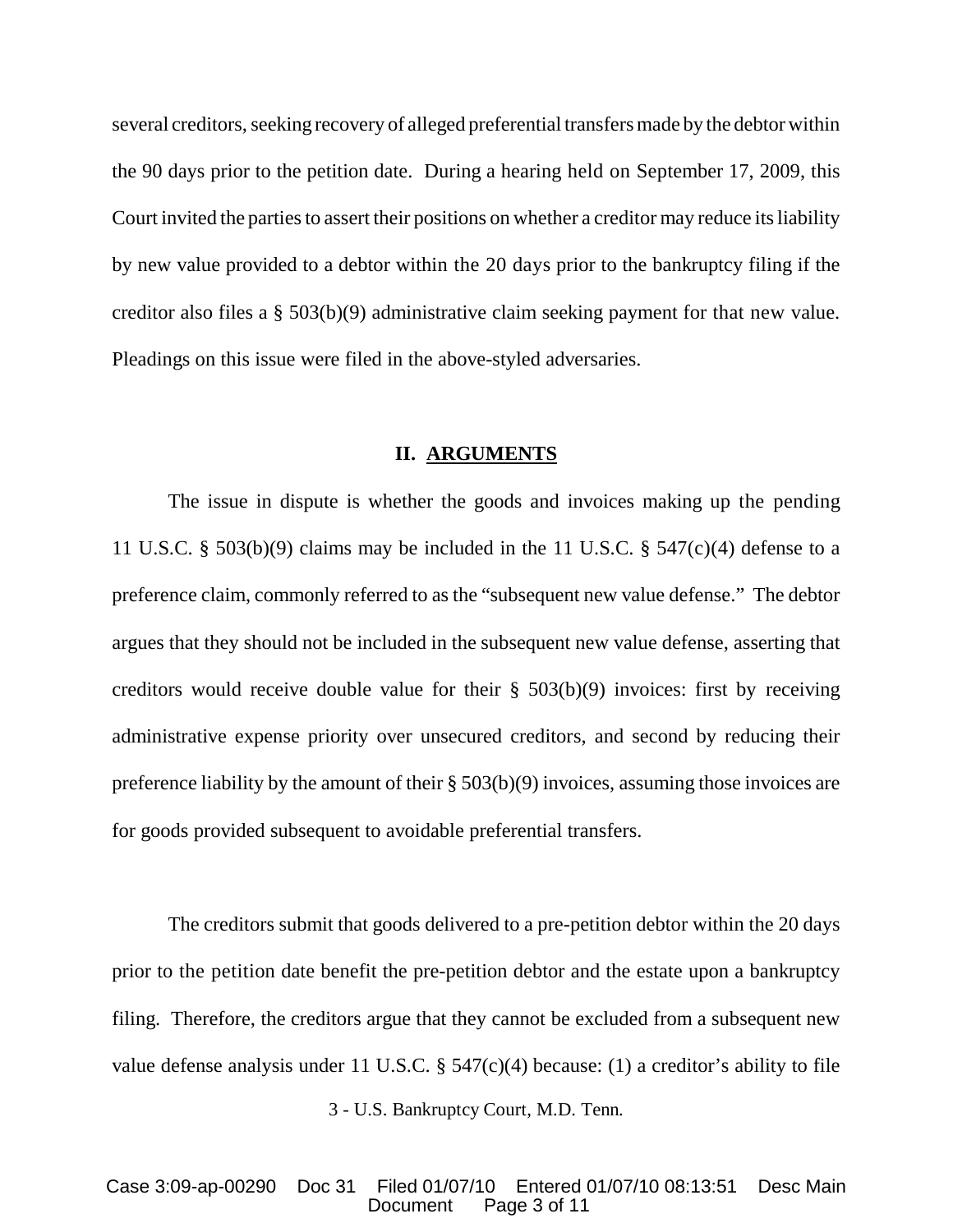several creditors, seeking recovery of alleged preferential transfers made by the debtor within the 90 days prior to the petition date. During a hearing held on September 17, 2009, this Court invited the parties to assert their positions on whether a creditor may reduce its liability by new value provided to a debtor within the 20 days prior to the bankruptcy filing if the creditor also files a § 503(b)(9) administrative claim seeking payment for that new value. Pleadings on this issue were filed in the above-styled adversaries.

## II. ARGUMENTS

The issue in dispute is whether the goods and invoices making up the pending 11 U.S.C. § 503(b)(9) claims may be included in the 11 U.S.C. § 547(c)(4) defense to a preference claim, commonly referred to as the "subsequent new value defense." The debtor argues that they should not be included in the subsequent new value defense, asserting that creditors would receive double value for their § 503(b)(9) invoices: first by receiving administrative expense priority over unsecured creditors, and second by reducing their preference liability by the amount of their § 503(b)(9) invoices, assuming those invoices are for goods provided subsequent to avoidable preferential transfers.

The creditors submit that goods delivered to a pre-petition debtor within the 20 days prior to the petition date benefit the pre-petition debtor and the estate upon a bankruptcy filing. Therefore, the creditors argue that they cannot be excluded from a subsequent new value defense analysis under 11 U.S.C. § 547(c)(4) because: (1) a creditor's ability to file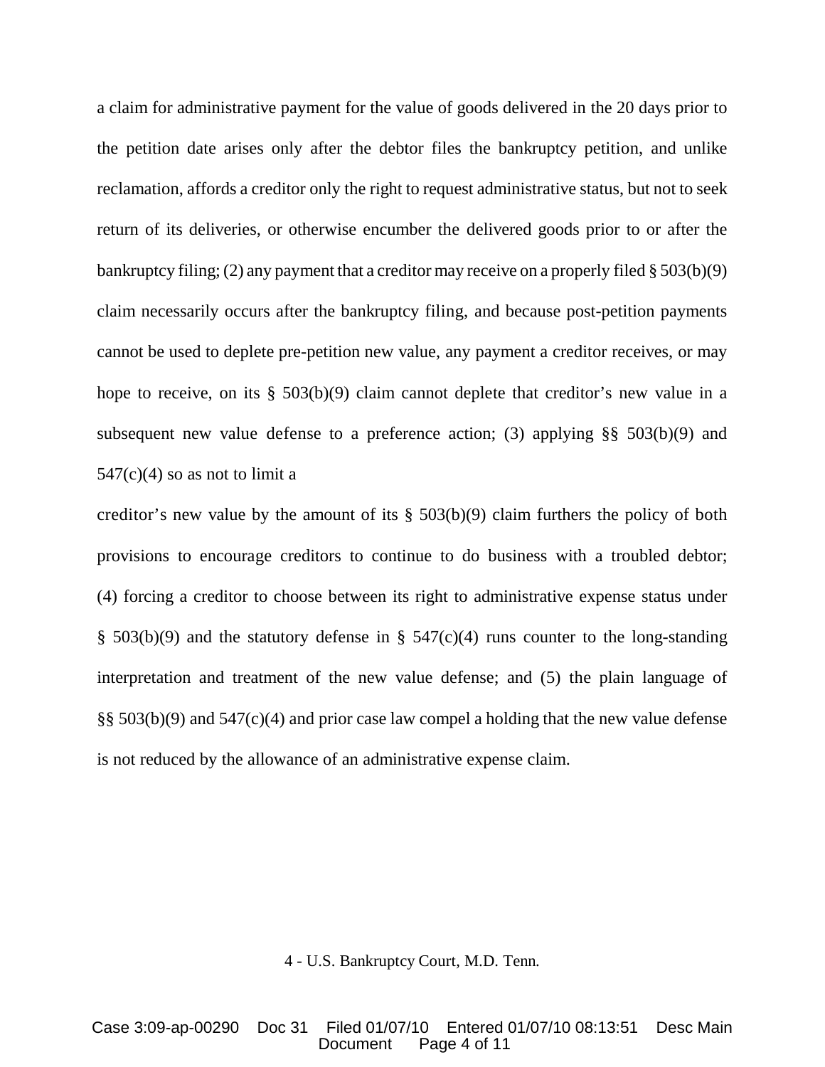a claim for administrative payment for the value of goods delivered in the 20 days prior to the petition date arises only after the debtor files the bankruptcy petition, and unlike reclamation, affords a creditor only the right to request administrative status, but not to seek return of its deliveries, or otherwise encumber the delivered goods prior to or after the bankruptcy filing; (2) any payment that a creditor may receive on a properly filed § 503(b)(9) claim necessarily occurs after the bankruptcy filing, and because post-petition payments cannot be used to deplete pre-petition new value, any payment a creditor receives, or may hope to receive, on its § 503(b)(9) claim cannot deplete that creditor's new value in a subsequent new value defense to a preference action; (3) applying §§ 503(b)(9) and 547(c)(4) so as not to limit a creditor's new value by the amount of its § 503(b)(9) claim furthers the policy of both provisions to encourage creditors to continue to do business with a troubled debtor; (4) forcing a creditor to choose between its right to administrative expense status under § 503(b)(9) and the statutory defense in § 547(c)(4) runs counter to the long-standing interpretation and treatment of the new value defense; and (5) the plain language of §§ 503(b)(9) and 547(c)(4) and prior case law compel a holding that the new value defense is not reduced by the allowance of an administrative expense claim.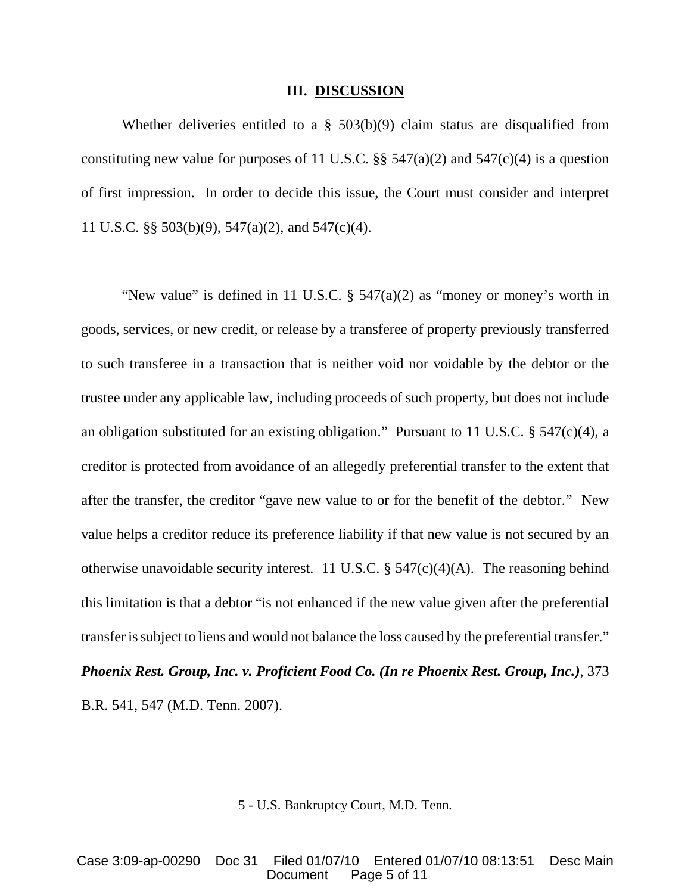## III. DISCUSSION

Whether deliveries entitled to a § 503(b)(9) claim status are disqualified from constituting new value for purposes of 11 U.S.C. §§ 547(a)(2) and 547(c)(4) is a question of first impression. In order to decide this issue, the Court must consider and interpret 11 U.S.C. §§ 503(b)(9), 547(a)(2), and 547(c)(4).

"New value" is defined in 11 U.S.C. § 547(a)(2) as "money or money's worth in goods, services, or new credit, or release by a transferee of property previously transferred to such transferee in a transaction that is neither void nor voidable by the debtor or the trustee under any applicable law, including proceeds of such property, but does not include an obligation substituted for an existing obligation." Pursuant to 11 U.S.C. § 547(c)(4), a creditor is protected from avoidance of an allegedly preferential transfer to the extent that after the transfer, the creditor "gave new value to or for the benefit of the debtor." New value helps a creditor reduce its preference liability if that new value is not secured by an otherwise unavoidable security interest. 11 U.S.C. § 547(c)(4)(A). The reasoning behind this limitation is that a debtor "is not enhanced if the new value given after the preferential transfer is subject to liens and would not balance the loss caused by the preferential transfer." ***Phoenix Rest. Group, Inc. v. Proficient Food Co. (In re Phoenix Rest. Group, Inc.)***, 373 B.R. 541, 547 (M.D. Tenn. 2007).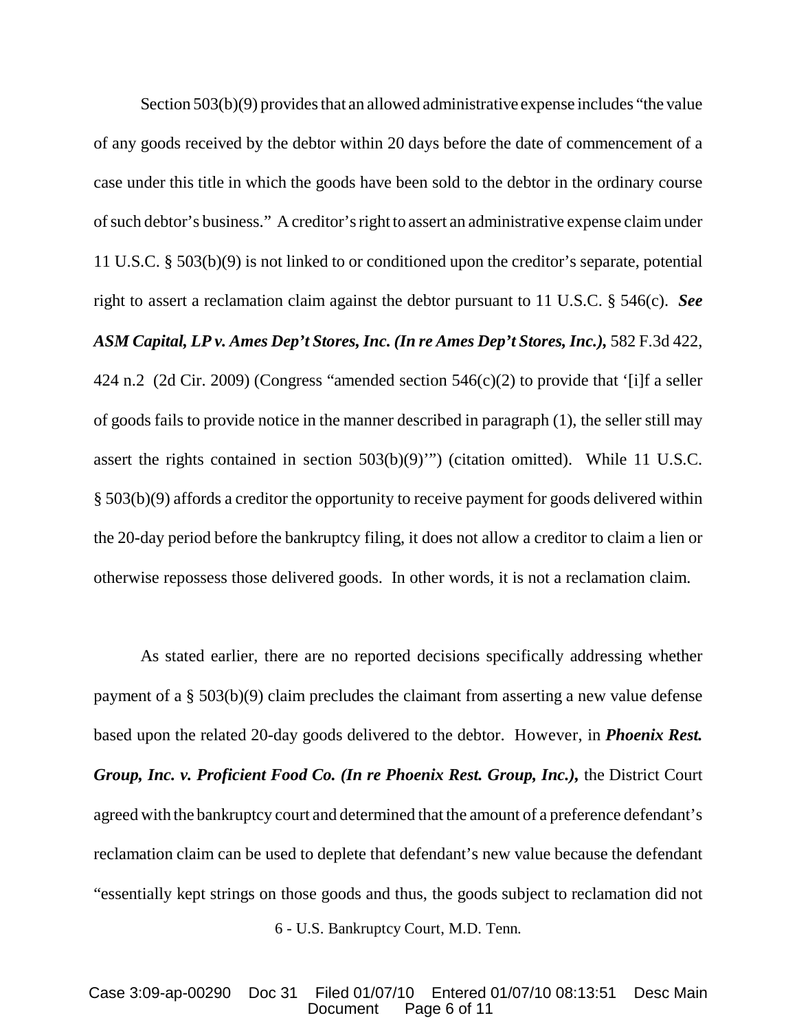Section 503(b)(9) provides that an allowed administrative expense includes "the value of any goods received by the debtor within 20 days before the date of commencement of a case under this title in which the goods have been sold to the debtor in the ordinary course of such debtor's business." A creditor's right to assert an administrative expense claim under 11 U.S.C. § 503(b)(9) is not linked to or conditioned upon the creditor's separate, potential right to assert a reclamation claim against the debtor pursuant to 11 U.S.C. § 546(c). ***See ASM Capital, LP v. Ames Dep't Stores, Inc. (In re Ames Dep't Stores, Inc.),*** 582 F.3d 422, 424 n.2 (2d Cir. 2009) (Congress "amended section 546(c)(2) to provide that '[i]f a seller of goods fails to provide notice in the manner described in paragraph (1), the seller still may assert the rights contained in section 503(b)(9)'") (citation omitted). While 11 U.S.C. § 503(b)(9) affords a creditor the opportunity to receive payment for goods delivered within the 20-day period before the bankruptcy filing, it does not allow a creditor to claim a lien or otherwise repossess those delivered goods. In other words, it is not a reclamation claim.

As stated earlier, there are no reported decisions specifically addressing whether payment of a § 503(b)(9) claim precludes the claimant from asserting a new value defense based upon the related 20-day goods delivered to the debtor. However, in ***Phoenix Rest. Group, Inc. v. Proficient Food Co. (In re Phoenix Rest. Group, Inc.),*** the District Court agreed with the bankruptcy court and determined that the amount of a preference defendant's reclamation claim can be used to deplete that defendant's new value because the defendant "essentially kept strings on those goods and thus, the goods subject to reclamation did not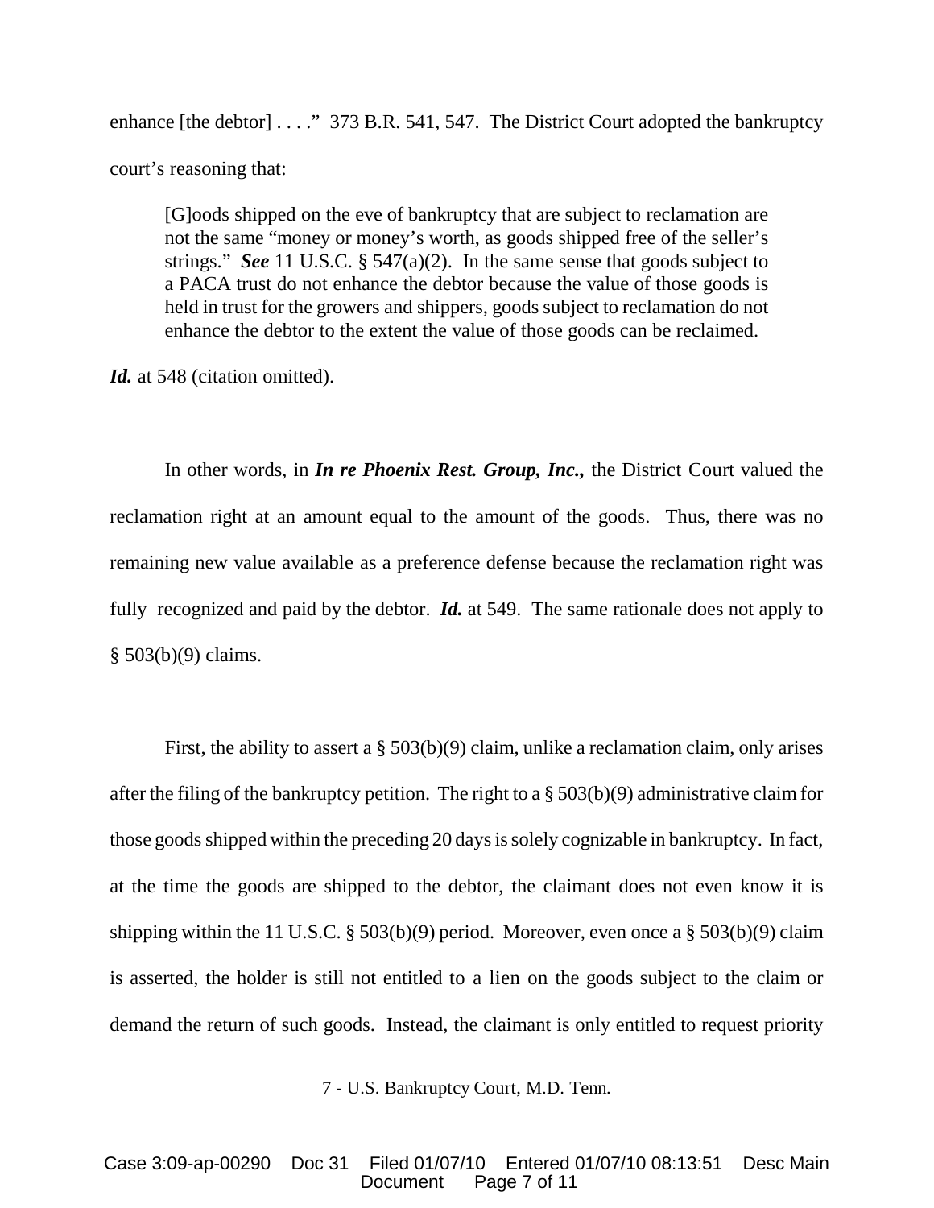enhance [the debtor] . . . ." 373 B.R. 541, 547. The District Court adopted the bankruptcy court's reasoning that:

> [G]oods shipped on the eve of bankruptcy that are subject to reclamation are not the same "money or money's worth, as goods shipped free of the seller's strings." ***See*** 11 U.S.C. § 547(a)(2). In the same sense that goods subject to a PACA trust do not enhance the debtor because the value of those goods is held in trust for the growers and shippers, goods subject to reclamation do not enhance the debtor to the extent the value of those goods can be reclaimed.

***Id.*** at 548 (citation omitted).

In other words, in ***In re Phoenix Rest. Group, Inc.,*** the District Court valued the reclamation right at an amount equal to the amount of the goods. Thus, there was no remaining new value available as a preference defense because the reclamation right was fully recognized and paid by the debtor. ***Id.*** at 549. The same rationale does not apply to § 503(b)(9) claims.

First, the ability to assert a § 503(b)(9) claim, unlike a reclamation claim, only arises after the filing of the bankruptcy petition. The right to a § 503(b)(9) administrative claim for those goods shipped within the preceding 20 days is solely cognizable in bankruptcy. In fact, at the time the goods are shipped to the debtor, the claimant does not even know it is shipping within the 11 U.S.C. § 503(b)(9) period. Moreover, even once a § 503(b)(9) claim is asserted, the holder is still not entitled to a lien on the goods subject to the claim or demand the return of such goods. Instead, the claimant is only entitled to request priority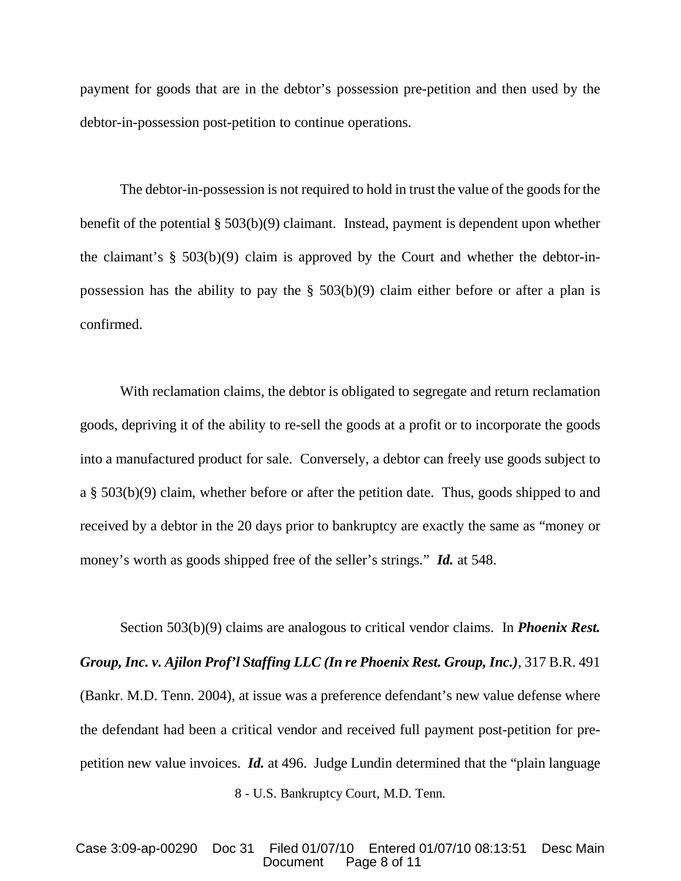payment for goods that are in the debtor's possession pre-petition and then used by the debtor-in-possession post-petition to continue operations.

The debtor-in-possession is not required to hold in trust the value of the goods for the benefit of the potential § 503(b)(9) claimant. Instead, payment is dependent upon whether the claimant's § 503(b)(9) claim is approved by the Court and whether the debtor-in-possession has the ability to pay the § 503(b)(9) claim either before or after a plan is confirmed.

With reclamation claims, the debtor is obligated to segregate and return reclamation goods, depriving it of the ability to re-sell the goods at a profit or to incorporate the goods into a manufactured product for sale. Conversely, a debtor can freely use goods subject to a § 503(b)(9) claim, whether before or after the petition date. Thus, goods shipped to and received by a debtor in the 20 days prior to bankruptcy are exactly the same as "money or money's worth as goods shipped free of the seller's strings." ***Id.*** at 548.

Section 503(b)(9) claims are analogous to critical vendor claims. In ***Phoenix Rest. Group, Inc. v. Ajilon Prof'l Staffing LLC (In re Phoenix Rest. Group, Inc.)***, 317 B.R. 491 (Bankr. M.D. Tenn. 2004), at issue was a preference defendant's new value defense where the defendant had been a critical vendor and received full payment post-petition for pre-petition new value invoices. ***Id.*** at 496. Judge Lundin determined that the "plain language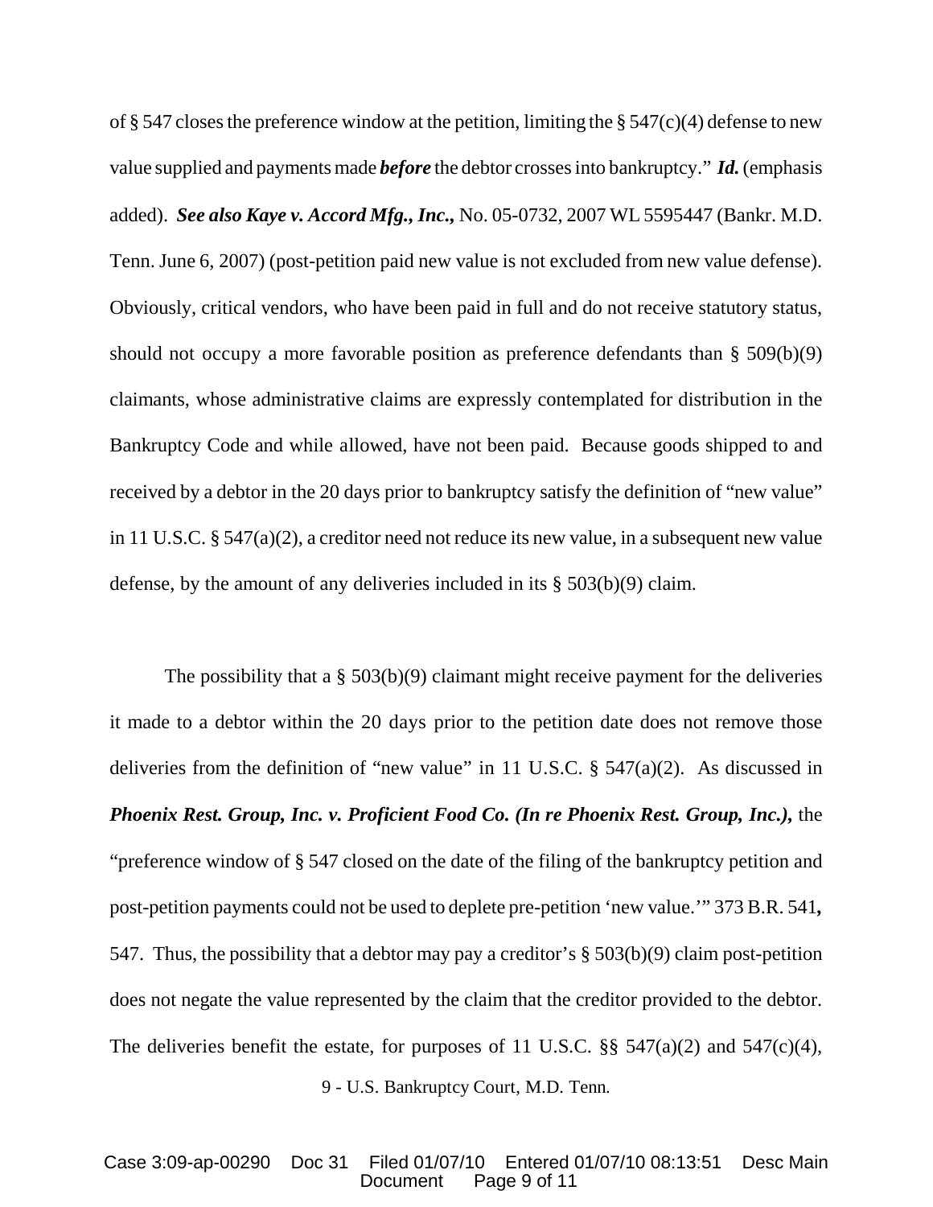of § 547 closes the preference window at the petition, limiting the § 547(c)(4) defense to new value supplied and payments made ***before*** the debtor crosses into bankruptcy." ***Id.*** (emphasis added). ***See also Kaye v. Accord Mfg., Inc.,*** No. 05-0732, 2007 WL 5595447 (Bankr. M.D. Tenn. June 6, 2007) (post-petition paid new value is not excluded from new value defense). Obviously, critical vendors, who have been paid in full and do not receive statutory status, should not occupy a more favorable position as preference defendants than § 509(b)(9) claimants, whose administrative claims are expressly contemplated for distribution in the Bankruptcy Code and while allowed, have not been paid. Because goods shipped to and received by a debtor in the 20 days prior to bankruptcy satisfy the definition of "new value" in 11 U.S.C. § 547(a)(2), a creditor need not reduce its new value, in a subsequent new value defense, by the amount of any deliveries included in its § 503(b)(9) claim.

The possibility that a § 503(b)(9) claimant might receive payment for the deliveries it made to a debtor within the 20 days prior to the petition date does not remove those deliveries from the definition of "new value" in 11 U.S.C. § 547(a)(2). As discussed in ***Phoenix Rest. Group, Inc. v. Proficient Food Co. (In re Phoenix Rest. Group, Inc.),*** the "preference window of § 547 closed on the date of the filing of the bankruptcy petition and post-petition payments could not be used to deplete pre-petition 'new value.'" 373 B.R. 541**,** 547. Thus, the possibility that a debtor may pay a creditor's § 503(b)(9) claim post-petition does not negate the value represented by the claim that the creditor provided to the debtor. The deliveries benefit the estate, for purposes of 11 U.S.C. §§ 547(a)(2) and 547(c)(4),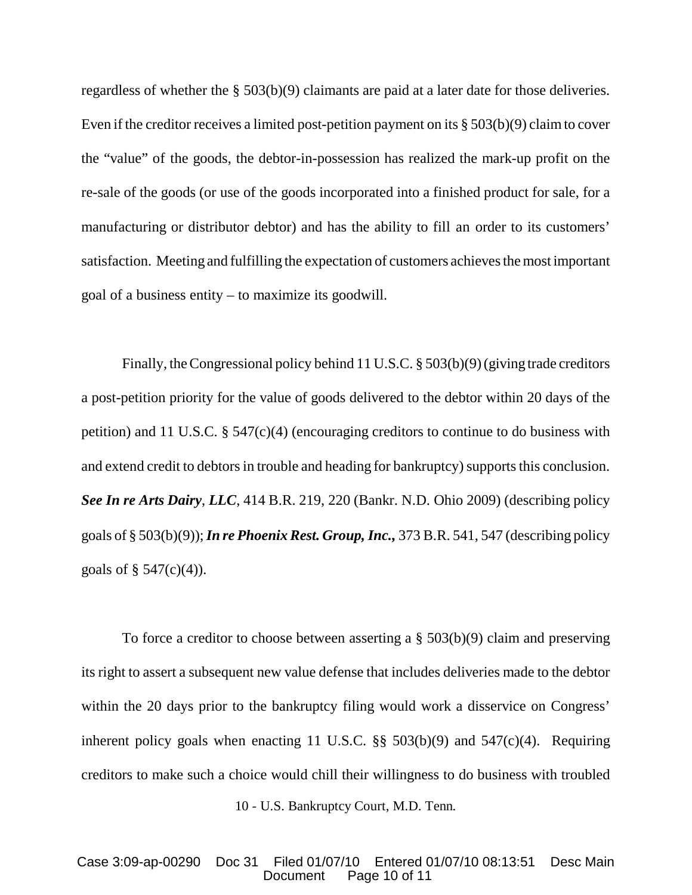regardless of whether the § 503(b)(9) claimants are paid at a later date for those deliveries. Even if the creditor receives a limited post-petition payment on its § 503(b)(9) claim to cover the "value" of the goods, the debtor-in-possession has realized the mark-up profit on the re-sale of the goods (or use of the goods incorporated into a finished product for sale, for a manufacturing or distributor debtor) and has the ability to fill an order to its customers' satisfaction. Meeting and fulfilling the expectation of customers achieves the most important goal of a business entity – to maximize its goodwill.

Finally, the Congressional policy behind 11 U.S.C. § 503(b)(9) (giving trade creditors a post-petition priority for the value of goods delivered to the debtor within 20 days of the petition) and 11 U.S.C. § 547(c)(4) (encouraging creditors to continue to do business with and extend credit to debtors in trouble and heading for bankruptcy) supports this conclusion. ***See In re Arts Dairy***, ***LLC***, 414 B.R. 219, 220 (Bankr. N.D. Ohio 2009) (describing policy goals of § 503(b)(9)); ***In re Phoenix Rest. Group, Inc.,*** 373 B.R. 541, 547 (describing policy goals of § 547(c)(4)).

To force a creditor to choose between asserting a § 503(b)(9) claim and preserving its right to assert a subsequent new value defense that includes deliveries made to the debtor within the 20 days prior to the bankruptcy filing would work a disservice on Congress' inherent policy goals when enacting 11 U.S.C. §§ 503(b)(9) and 547(c)(4). Requiring creditors to make such a choice would chill their willingness to do business with troubled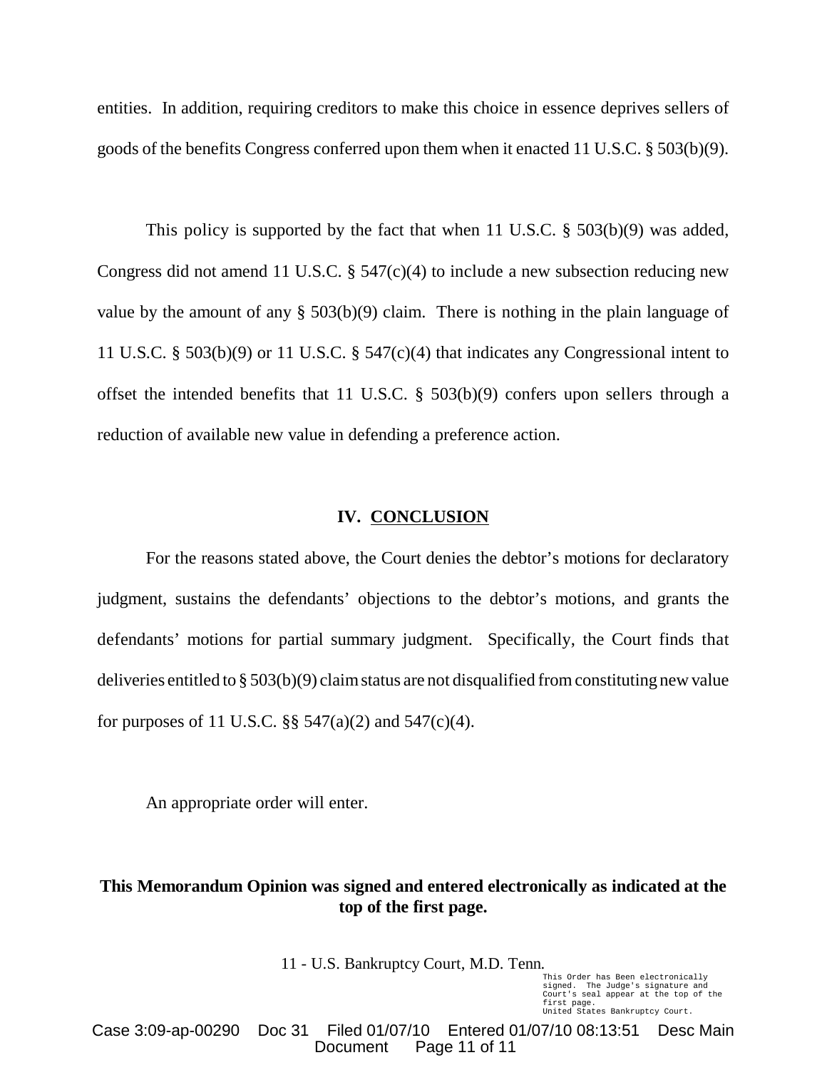entities. In addition, requiring creditors to make this choice in essence deprives sellers of goods of the benefits Congress conferred upon them when it enacted 11 U.S.C. § 503(b)(9).

This policy is supported by the fact that when 11 U.S.C. § 503(b)(9) was added, Congress did not amend 11 U.S.C. § 547(c)(4) to include a new subsection reducing new value by the amount of any § 503(b)(9) claim. There is nothing in the plain language of 11 U.S.C. § 503(b)(9) or 11 U.S.C. § 547(c)(4) that indicates any Congressional intent to offset the intended benefits that 11 U.S.C. § 503(b)(9) confers upon sellers through a reduction of available new value in defending a preference action.

## IV. CONCLUSION

For the reasons stated above, the Court denies the debtor's motions for declaratory judgment, sustains the defendants' objections to the debtor's motions, and grants the defendants' motions for partial summary judgment. Specifically, the Court finds that deliveries entitled to § 503(b)(9) claim status are not disqualified from constituting new value for purposes of 11 U.S.C. §§ 547(a)(2) and 547(c)(4).

An appropriate order will enter.

**This Memorandum Opinion was signed and entered electronically as indicated at the top of the first page.**

This Order has Been electronically signed. The Judge's signature and Court's seal appear at the top of the first page.
United States Bankruptcy Court.